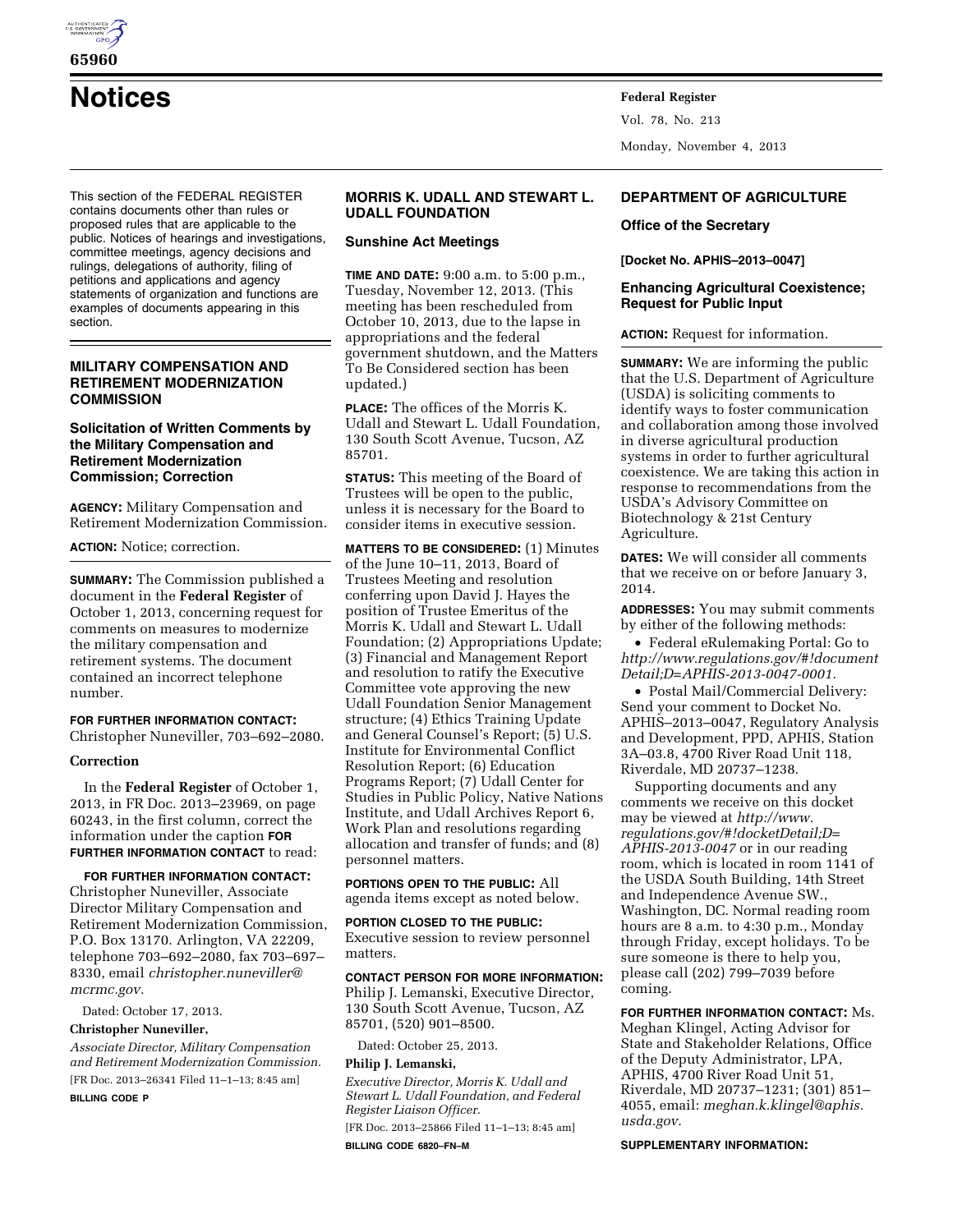# Notices

This section of the FEDERAL REGISTER contains documents other than rules or proposed rules that are applicable to the public. Notices of hearings and investigations, committee meetings, agency decisions and rulings, delegations of authority, filing of petitions and applications and agency statements of organization and functions are examples of documents appearing in this section.

## MILITARY COMPENSATION AND RETIREMENT MODERNIZATION COMMISSION

### Solicitation of Written Comments by the Military Compensation and Retirement Modernization Commission; Correction

**AGENCY:** Military Compensation and Retirement Modernization Commission.

**ACTION:** Notice; correction.

**SUMMARY:** The Commission published a document in the **Federal Register** of October 1, 2013, concerning request for comments on measures to modernize the military compensation and retirement systems. The document contained an incorrect telephone number.

**FOR FURTHER INFORMATION CONTACT:** Christopher Nuneviller, 703–692–2080.

**Correction**

In the **Federal Register** of October 1, 2013, in FR Doc. 2013–23969, on page 60243, in the first column, correct the information under the caption **FOR FURTHER INFORMATION CONTACT** to read:

**FOR FURTHER INFORMATION CONTACT:** Christopher Nuneviller, Associate Director Military Compensation and Retirement Modernization Commission, P.O. Box 13170. Arlington, VA 22209, telephone 703–692–2080, fax 703–697–8330, email *christopher.nuneviller@mcrmc.gov.*

Dated: October 17, 2013.

**Christopher Nuneviller,**

*Associate Director, Military Compensation and Retirement Modernization Commission.*

[FR Doc. 2013–26341 Filed 11–1–13; 8:45 am]

**BILLING CODE P**

## MORRIS K. UDALL AND STEWART L. UDALL FOUNDATION

### Sunshine Act Meetings

**TIME AND DATE:** 9:00 a.m. to 5:00 p.m., Tuesday, November 12, 2013. (This meeting has been rescheduled from October 10, 2013, due to the lapse in appropriations and the federal government shutdown, and the Matters To Be Considered section has been updated.)

**PLACE:** The offices of the Morris K. Udall and Stewart L. Udall Foundation, 130 South Scott Avenue, Tucson, AZ 85701.

**STATUS:** This meeting of the Board of Trustees will be open to the public, unless it is necessary for the Board to consider items in executive session.

**MATTERS TO BE CONSIDERED:** (1) Minutes of the June 10–11, 2013, Board of Trustees Meeting and resolution conferring upon David J. Hayes the position of Trustee Emeritus of the Morris K. Udall and Stewart L. Udall Foundation; (2) Appropriations Update; (3) Financial and Management Report and resolution to ratify the Executive Committee vote approving the new Udall Foundation Senior Management structure; (4) Ethics Training Update and General Counsel's Report; (5) U.S. Institute for Environmental Conflict Resolution Report; (6) Education Programs Report; (7) Udall Center for Studies in Public Policy, Native Nations Institute, and Udall Archives Report 6, Work Plan and resolutions regarding allocation and transfer of funds; and (8) personnel matters.

**PORTIONS OPEN TO THE PUBLIC:** All agenda items except as noted below.

**PORTION CLOSED TO THE PUBLIC:** Executive session to review personnel matters.

**CONTACT PERSON FOR MORE INFORMATION:** Philip J. Lemanski, Executive Director, 130 South Scott Avenue, Tucson, AZ 85701, (520) 901–8500.

Dated: October 25, 2013.

**Philip J. Lemanski,**

*Executive Director, Morris K. Udall and Stewart L. Udall Foundation, and Federal Register Liaison Officer.*

[FR Doc. 2013–25866 Filed 11–1–13; 8:45 am]

**BILLING CODE 6820–FN–M**

## DEPARTMENT OF AGRICULTURE

### Office of the Secretary

**[Docket No. APHIS–2013–0047]**

### Enhancing Agricultural Coexistence; Request for Public Input

**ACTION:** Request for information.

**SUMMARY:** We are informing the public that the U.S. Department of Agriculture (USDA) is soliciting comments to identify ways to foster communication and collaboration among those involved in diverse agricultural production systems in order to further agricultural coexistence. We are taking this action in response to recommendations from the USDA's Advisory Committee on Biotechnology & 21st Century Agriculture.

**DATES:** We will consider all comments that we receive on or before January 3, 2014.

**ADDRESSES:** You may submit comments by either of the following methods:

- Federal eRulemaking Portal: Go to *http://www.regulations.gov/#!documentDetail;D=APHIS-2013-0047-0001.*
- Postal Mail/Commercial Delivery: Send your comment to Docket No. APHIS–2013–0047, Regulatory Analysis and Development, PPD, APHIS, Station 3A–03.8, 4700 River Road Unit 118, Riverdale, MD 20737–1238.

Supporting documents and any comments we receive on this docket may be viewed at *http://www.regulations.gov/#!docketDetail;D=APHIS-2013-0047* or in our reading room, which is located in room 1141 of the USDA South Building, 14th Street and Independence Avenue SW., Washington, DC. Normal reading room hours are 8 a.m. to 4:30 p.m., Monday through Friday, except holidays. To be sure someone is there to help you, please call (202) 799–7039 before coming.

**FOR FURTHER INFORMATION CONTACT:** Ms. Meghan Klingel, Acting Advisor for State and Stakeholder Relations, Office of the Deputy Administrator, LPA, APHIS, 4700 River Road Unit 51, Riverdale, MD 20737–1231; (301) 851–4055, email: *meghan.k.klingel@aphis.usda.gov.*

**SUPPLEMENTARY INFORMATION:**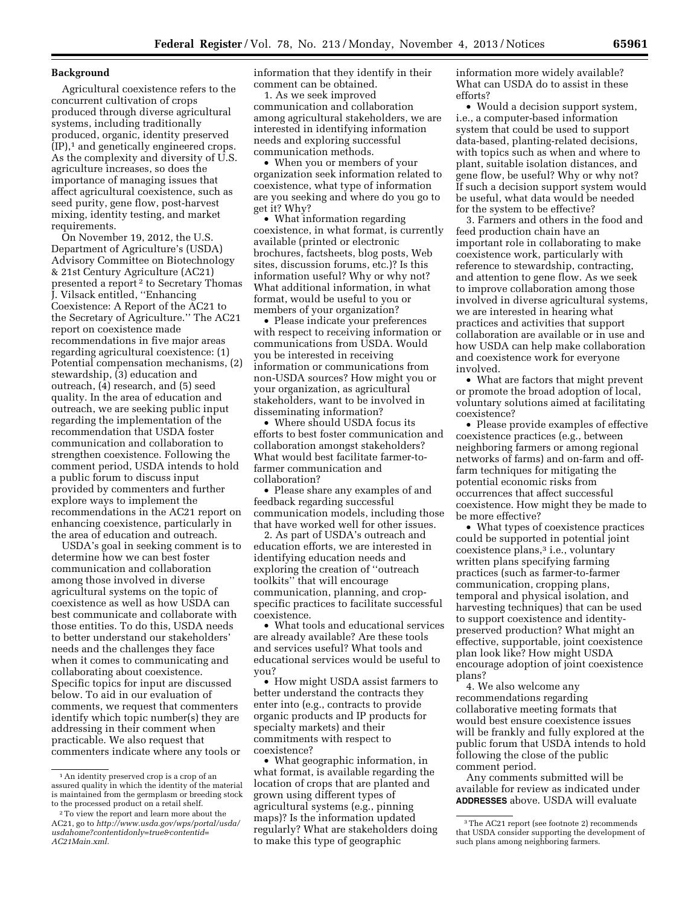**Background**

Agricultural coexistence refers to the concurrent cultivation of crops produced through diverse agricultural systems, including traditionally produced, organic, identity preserved (IP),[1] and genetically engineered crops. As the complexity and diversity of U.S. agriculture increases, so does the importance of managing issues that affect agricultural coexistence, such as seed purity, gene flow, post-harvest mixing, identity testing, and market requirements.

On November 19, 2012, the U.S. Department of Agriculture's (USDA) Advisory Committee on Biotechnology & 21st Century Agriculture (AC21) presented a report [2] to Secretary Thomas J. Vilsack entitled, ''Enhancing Coexistence: A Report of the AC21 to the Secretary of Agriculture.'' The AC21 report on coexistence made recommendations in five major areas regarding agricultural coexistence: (1) Potential compensation mechanisms, (2) stewardship, (3) education and outreach, (4) research, and (5) seed quality. In the area of education and outreach, we are seeking public input regarding the implementation of the recommendation that USDA foster communication and collaboration to strengthen coexistence. Following the comment period, USDA intends to hold a public forum to discuss input provided by commenters and further explore ways to implement the recommendations in the AC21 report on enhancing coexistence, particularly in the area of education and outreach.

USDA's goal in seeking comment is to determine how we can best foster communication and collaboration among those involved in diverse agricultural systems on the topic of coexistence as well as how USDA can best communicate and collaborate with those entities. To do this, USDA needs to better understand our stakeholders' needs and the challenges they face when it comes to communicating and collaborating about coexistence. Specific topics for input are discussed below. To aid in our evaluation of comments, we request that commenters identify which topic number(s) they are addressing in their comment when practicable. We also request that commenters indicate where any tools or information that they identify in their comment can be obtained.

1. As we seek improved communication and collaboration among agricultural stakeholders, we are interested in identifying information needs and exploring successful communication methods.

- When you or members of your organization seek information related to coexistence, what type of information are you seeking and where do you go to get it? Why?
- What information regarding coexistence, in what format, is currently available (printed or electronic brochures, factsheets, blog posts, Web sites, discussion forums, etc.)? Is this information useful? Why or why not? What additional information, in what format, would be useful to you or members of your organization?
- Please indicate your preferences with respect to receiving information or communications from USDA. Would you be interested in receiving information or communications from non-USDA sources? How might you or your organization, as agricultural stakeholders, want to be involved in disseminating information?
- Where should USDA focus its efforts to best foster communication and collaboration amongst stakeholders? What would best facilitate farmer-to-farmer communication and collaboration?
- Please share any examples of and feedback regarding successful communication models, including those that have worked well for other issues.

2. As part of USDA's outreach and education efforts, we are interested in identifying education needs and exploring the creation of ''outreach toolkits'' that will encourage communication, planning, and crop-specific practices to facilitate successful coexistence.

- What tools and educational services are already available? Are these tools and services useful? What tools and educational services would be useful to you?
- How might USDA assist farmers to better understand the contracts they enter into (e.g., contracts to provide organic products and IP products for specialty markets) and their commitments with respect to coexistence?
- What geographic information, in what format, is available regarding the location of crops that are planted and grown using different types of agricultural systems (e.g., pinning maps)? Is the information updated regularly? What are stakeholders doing to make this type of geographic information more widely available? What can USDA do to assist in these efforts?
- Would a decision support system, i.e., a computer-based information system that could be used to support data-based, planting-related decisions, with topics such as when and where to plant, suitable isolation distances, and gene flow, be useful? Why or why not? If such a decision support system would be useful, what data would be needed for the system to be effective?

3. Farmers and others in the food and feed production chain have an important role in collaborating to make coexistence work, particularly with reference to stewardship, contracting, and attention to gene flow. As we seek to improve collaboration among those involved in diverse agricultural systems, we are interested in hearing what practices and activities that support collaboration are available or in use and how USDA can help make collaboration and coexistence work for everyone involved.

- What are factors that might prevent or promote the broad adoption of local, voluntary solutions aimed at facilitating coexistence?
- Please provide examples of effective coexistence practices (e.g., between neighboring farmers or among regional networks of farms) and on-farm and off-farm techniques for mitigating the potential economic risks from occurrences that affect successful coexistence. How might they be made to be more effective?
- What types of coexistence practices could be supported in potential joint coexistence plans,[3] i.e., voluntary written plans specifying farming practices (such as farmer-to-farmer communication, cropping plans, temporal and physical isolation, and harvesting techniques) that can be used to support coexistence and identity-preserved production? What might an effective, supportable, joint coexistence plan look like? How might USDA encourage adoption of joint coexistence plans?

4. We also welcome any recommendations regarding collaborative meeting formats that would best ensure coexistence issues will be frankly and fully explored at the public forum that USDA intends to hold following the close of the public comment period.

Any comments submitted will be available for review as indicated under **ADDRESSES** above. USDA will evaluate

[1] An identity preserved crop is a crop of an assured quality in which the identity of the material is maintained from the germplasm or breeding stock to the processed product on a retail shelf.

[2] To view the report and learn more about the AC21, go to *http://www.usda.gov/wps/portal/usda/usdahome?contentidonly=true&contentid=AC21Main.xml.*

[3] The AC21 report (see footnote 2) recommends that USDA consider supporting the development of such plans among neighboring farmers.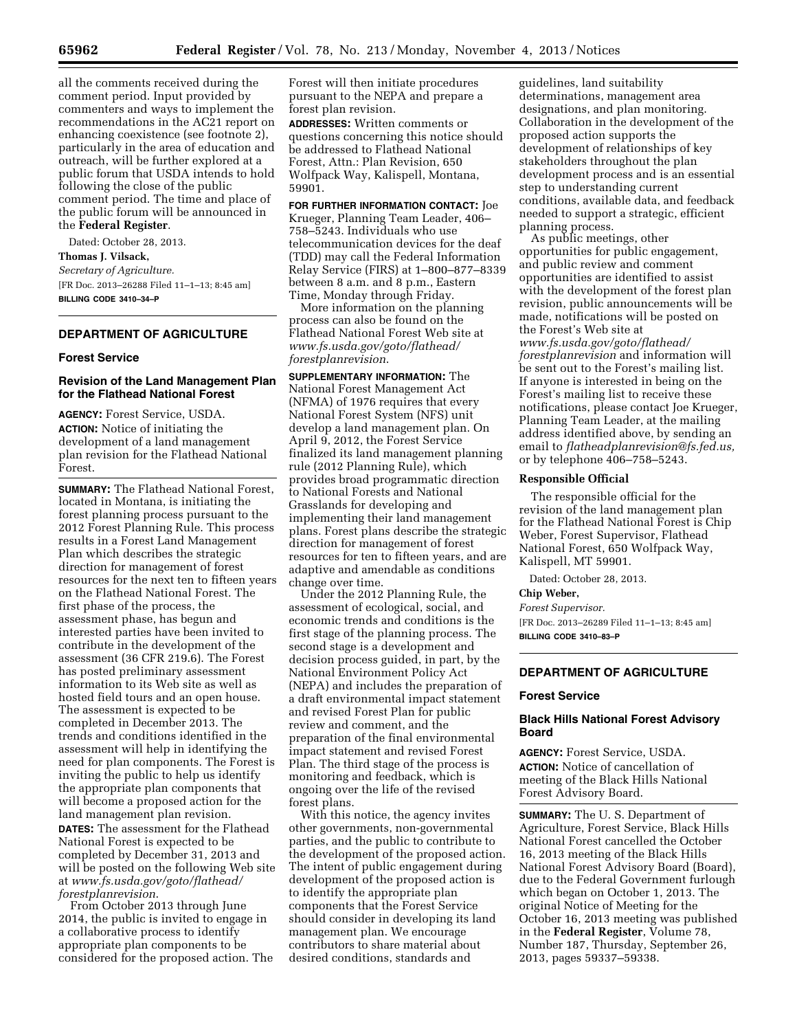all the comments received during the comment period. Input provided by commenters and ways to implement the recommendations in the AC21 report on enhancing coexistence (see footnote 2), particularly in the area of education and outreach, will be further explored at a public forum that USDA intends to hold following the close of the public comment period. The time and place of the public forum will be announced in the **Federal Register**.

Dated: October 28, 2013.

**Thomas J. Vilsack,**

*Secretary of Agriculture.*

[FR Doc. 2013–26288 Filed 11–1–13; 8:45 am]

**BILLING CODE 3410–34–P**

## DEPARTMENT OF AGRICULTURE

### Forest Service

### Revision of the Land Management Plan for the Flathead National Forest

**AGENCY:** Forest Service, USDA.

**ACTION:** Notice of initiating the development of a land management plan revision for the Flathead National Forest.

**SUMMARY:** The Flathead National Forest, located in Montana, is initiating the forest planning process pursuant to the 2012 Forest Planning Rule. This process results in a Forest Land Management Plan which describes the strategic direction for management of forest resources for the next ten to fifteen years on the Flathead National Forest. The first phase of the process, the assessment phase, has begun and interested parties have been invited to contribute in the development of the assessment (36 CFR 219.6). The Forest has posted preliminary assessment information to its Web site as well as hosted field tours and an open house. The assessment is expected to be completed in December 2013. The trends and conditions identified in the assessment will help in identifying the need for plan components. The Forest is inviting the public to help us identify the appropriate plan components that will become a proposed action for the land management plan revision.

**DATES:** The assessment for the Flathead National Forest is expected to be completed by December 31, 2013 and will be posted on the following Web site at *www.fs.usda.gov/goto/flathead/forestplanrevision*.

From October 2013 through June 2014, the public is invited to engage in a collaborative process to identify appropriate plan components to be considered for the proposed action. The Forest will then initiate procedures pursuant to the NEPA and prepare a forest plan revision.

**ADDRESSES:** Written comments or questions concerning this notice should be addressed to Flathead National Forest, Attn.: Plan Revision, 650 Wolfpack Way, Kalispell, Montana, 59901.

**FOR FURTHER INFORMATION CONTACT:** Joe Krueger, Planning Team Leader, 406–758–5243. Individuals who use telecommunication devices for the deaf (TDD) may call the Federal Information Relay Service (FIRS) at 1–800–877–8339 between 8 a.m. and 8 p.m., Eastern Time, Monday through Friday.

More information on the planning process can also be found on the Flathead National Forest Web site at *www.fs.usda.gov/goto/flathead/forestplanrevision*.

**SUPPLEMENTARY INFORMATION:** The National Forest Management Act (NFMA) of 1976 requires that every National Forest System (NFS) unit develop a land management plan. On April 9, 2012, the Forest Service finalized its land management planning rule (2012 Planning Rule), which provides broad programmatic direction to National Forests and National Grasslands for developing and implementing their land management plans. Forest plans describe the strategic direction for management of forest resources for ten to fifteen years, and are adaptive and amendable as conditions change over time.

Under the 2012 Planning Rule, the assessment of ecological, social, and economic trends and conditions is the first stage of the planning process. The second stage is a development and decision process guided, in part, by the National Environment Policy Act (NEPA) and includes the preparation of a draft environmental impact statement and revised Forest Plan for public review and comment, and the preparation of the final environmental impact statement and revised Forest Plan. The third stage of the process is monitoring and feedback, which is ongoing over the life of the revised forest plans.

With this notice, the agency invites other governments, non-governmental parties, and the public to contribute to the development of the proposed action. The intent of public engagement during development of the proposed action is to identify the appropriate plan components that the Forest Service should consider in developing its land management plan. We encourage contributors to share material about desired conditions, standards and guidelines, land suitability determinations, management area designations, and plan monitoring. Collaboration in the development of the proposed action supports the development of relationships of key stakeholders throughout the plan development process and is an essential step to understanding current conditions, available data, and feedback needed to support a strategic, efficient planning process.

As public meetings, other opportunities for public engagement, and public review and comment opportunities are identified to assist with the development of the forest plan revision, public announcements will be made, notifications will be posted on the Forest's Web site at *www.fs.usda.gov/goto/flathead/forestplanrevision* and information will be sent out to the Forest's mailing list. If anyone is interested in being on the Forest's mailing list to receive these notifications, please contact Joe Krueger, Planning Team Leader, at the mailing address identified above, by sending an email to *flatheadplanrevision@fs.fed.us,* or by telephone 406–758–5243.

#### Responsible Official

The responsible official for the revision of the land management plan for the Flathead National Forest is Chip Weber, Forest Supervisor, Flathead National Forest, 650 Wolfpack Way, Kalispell, MT 59901.

Dated: October 28, 2013.

**Chip Weber,**

*Forest Supervisor.*

[FR Doc. 2013–26289 Filed 11–1–13; 8:45 am]

**BILLING CODE 3410–83–P**

## DEPARTMENT OF AGRICULTURE

### Forest Service

### Black Hills National Forest Advisory Board

**AGENCY:** Forest Service, USDA.

**ACTION:** Notice of cancellation of meeting of the Black Hills National Forest Advisory Board.

**SUMMARY:** The U. S. Department of Agriculture, Forest Service, Black Hills National Forest cancelled the October 16, 2013 meeting of the Black Hills National Forest Advisory Board (Board), due to the Federal Government furlough which began on October 1, 2013. The original Notice of Meeting for the October 16, 2013 meeting was published in the **Federal Register**, Volume 78, Number 187, Thursday, September 26, 2013, pages 59337–59338.